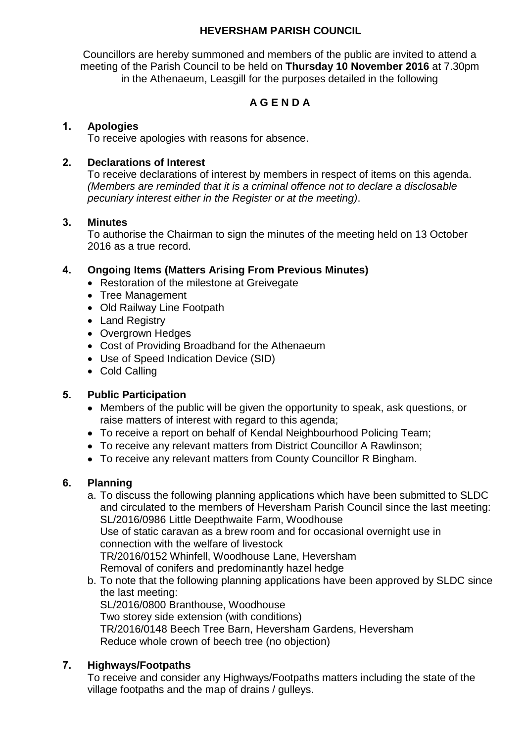# HEVERSHAM PARISH COUNCIL

Councillors are hereby summoned and members of the public are invited to attend a meeting of the Parish Council to be held on **Thursday 10 November 2016** at 7.30pm in the Athenaeum, Leasgill for the purposes detailed in the following

## A G E N D A

### 1. Apologies

To receive apologies with reasons for absence.

### 2. Declarations of Interest

To receive declarations of interest by members in respect of items on this agenda. *(Members are reminded that it is a criminal offence not to declare a disclosable pecuniary interest either in the Register or at the meeting)*.

### 3. Minutes

To authorise the Chairman to sign the minutes of the meeting held on 13 October 2016 as a true record.

### 4. Ongoing Items (Matters Arising From Previous Minutes)

- Restoration of the milestone at Greivegate
- Tree Management
- Old Railway Line Footpath
- Land Registry
- Overgrown Hedges
- Cost of Providing Broadband for the Athenaeum
- Use of Speed Indication Device (SID)
- Cold Calling

### 5. Public Participation

- Members of the public will be given the opportunity to speak, ask questions, or raise matters of interest with regard to this agenda;
- To receive a report on behalf of Kendal Neighbourhood Policing Team;
- To receive any relevant matters from District Councillor A Rawlinson;
- To receive any relevant matters from County Councillor R Bingham.

### 6. Planning

a. To discuss the following planning applications which have been submitted to SLDC and circulated to the members of Heversham Parish Council since the last meeting:
   SL/2016/0986 Little Deepthwaite Farm, Woodhouse
   Use of static caravan as a brew room and for occasional overnight use in connection with the welfare of livestock
   TR/2016/0152 Whinfell, Woodhouse Lane, Heversham
   Removal of conifers and predominantly hazel hedge

b. To note that the following planning applications have been approved by SLDC since the last meeting:
   SL/2016/0800 Branthouse, Woodhouse
   Two storey side extension (with conditions)
   TR/2016/0148 Beech Tree Barn, Heversham Gardens, Heversham
   Reduce whole crown of beech tree (no objection)

### 7. Highways/Footpaths

To receive and consider any Highways/Footpaths matters including the state of the village footpaths and the map of drains / gulleys.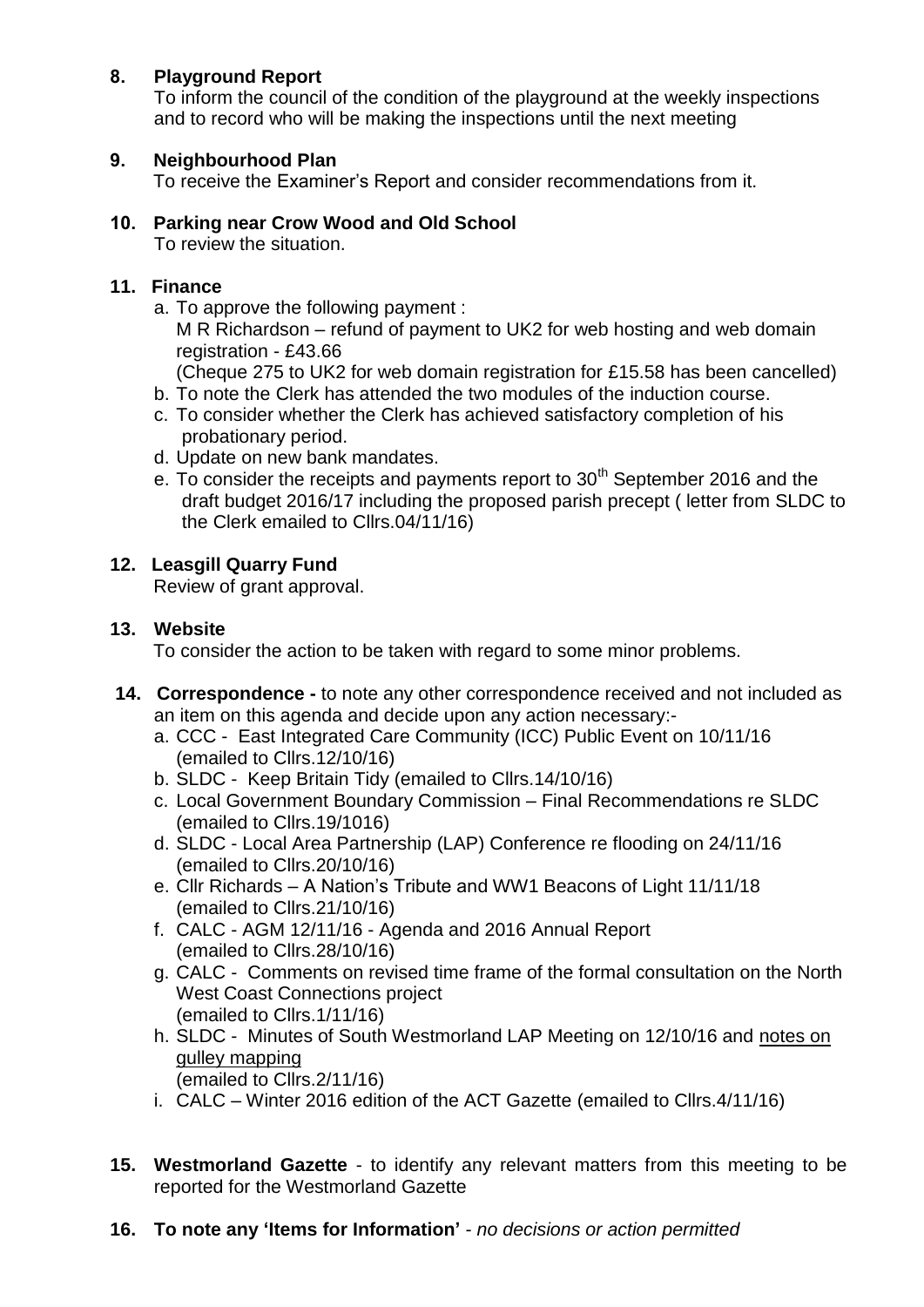**8. Playground Report**

To inform the council of the condition of the playground at the weekly inspections and to record who will be making the inspections until the next meeting

**9. Neighbourhood Plan**

To receive the Examiner's Report and consider recommendations from it.

**10. Parking near Crow Wood and Old School**

To review the situation.

**11. Finance**

a. To approve the following payment :
   M R Richardson – refund of payment to UK2 for web hosting and web domain registration - £43.66
   (Cheque 275 to UK2 for web domain registration for £15.58 has been cancelled)
b. To note the Clerk has attended the two modules of the induction course.
c. To consider whether the Clerk has achieved satisfactory completion of his probationary period.
d. Update on new bank mandates.
e. To consider the receipts and payments report to 30th September 2016 and the draft budget 2016/17 including the proposed parish precept ( letter from SLDC to the Clerk emailed to Cllrs.04/11/16)

**12. Leasgill Quarry Fund**

Review of grant approval.

**13. Website**

To consider the action to be taken with regard to some minor problems.

**14. Correspondence -** to note any other correspondence received and not included as an item on this agenda and decide upon any action necessary:-

a. CCC - East Integrated Care Community (ICC) Public Event on 10/11/16 (emailed to Cllrs.12/10/16)
b. SLDC - Keep Britain Tidy (emailed to Cllrs.14/10/16)
c. Local Government Boundary Commission – Final Recommendations re SLDC (emailed to Cllrs.19/1016)
d. SLDC - Local Area Partnership (LAP) Conference re flooding on 24/11/16 (emailed to Cllrs.20/10/16)
e. Cllr Richards – A Nation's Tribute and WW1 Beacons of Light 11/11/18 (emailed to Cllrs.21/10/16)
f. CALC - AGM 12/11/16 - Agenda and 2016 Annual Report (emailed to Cllrs.28/10/16)
g. CALC - Comments on revised time frame of the formal consultation on the North West Coast Connections project (emailed to Cllrs.1/11/16)
h. SLDC - Minutes of South Westmorland LAP Meeting on 12/10/16 and notes on gulley mapping (emailed to Cllrs.2/11/16)
i. CALC – Winter 2016 edition of the ACT Gazette (emailed to Cllrs.4/11/16)

**15. Westmorland Gazette** - to identify any relevant matters from this meeting to be reported for the Westmorland Gazette

**16. To note any 'Items for Information'** - *no decisions or action permitted*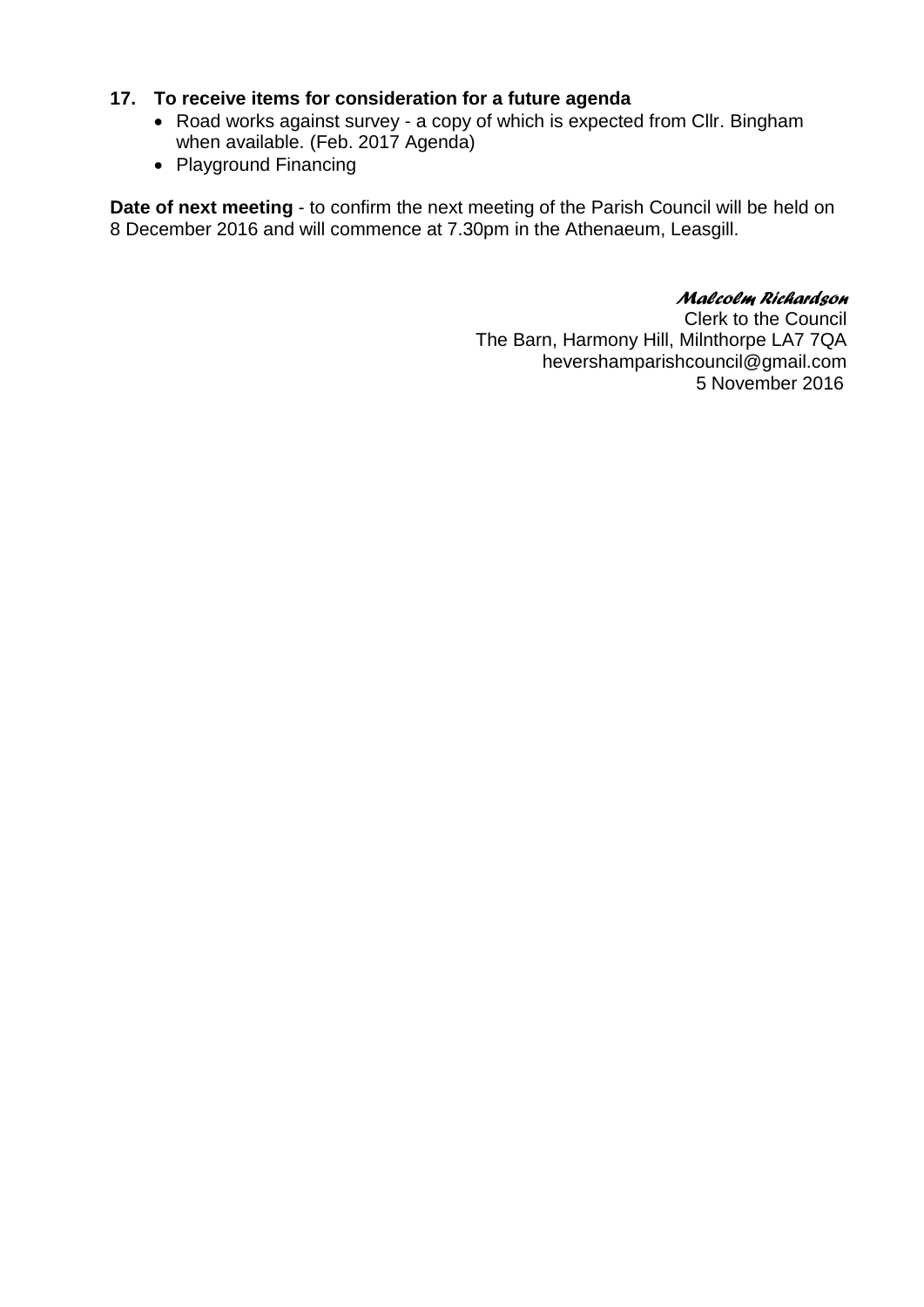**17. To receive items for consideration for a future agenda**

- Road works against survey - a copy of which is expected from Cllr. Bingham when available. (Feb. 2017 Agenda)
- Playground Financing

**Date of next meeting** - to confirm the next meeting of the Parish Council will be held on 8 December 2016 and will commence at 7.30pm in the Athenaeum, Leasgill.

*Malcolm Richardson*
Clerk to the Council
The Barn, Harmony Hill, Milnthorpe LA7 7QA
hevershamparishcouncil@gmail.com
5 November 2016